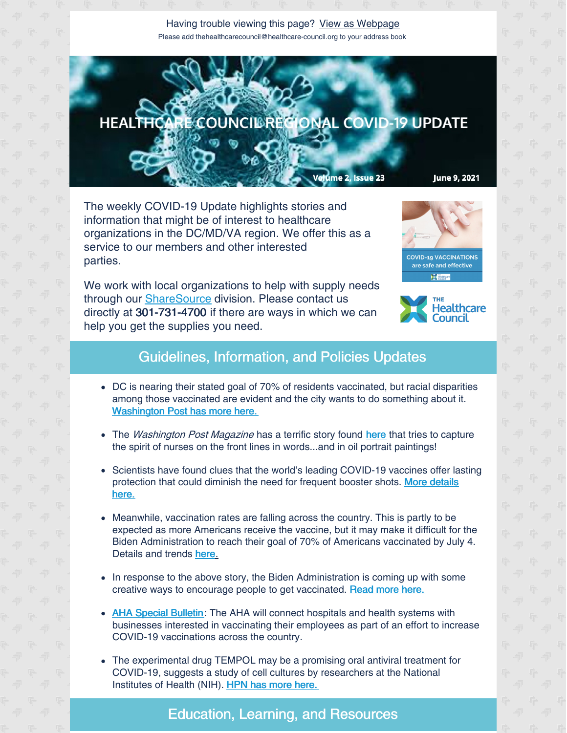Having trouble viewing this page? View as Webpage

Please add thehealthcarecouncil@healthcare-council.org to your address book

# HEALTHCARE COUNCIL REGIONAL COVID-19 UPDATE

Volume 2, Issue 23 June 9, 2021

The weekly COVID-19 Update highlights stories and information that might be of interest to healthcare organizations in the DC/MD/VA region. We offer this as a service to our members and other interested parties.

We work with local organizations to help with supply needs through our ShareSource division. Please contact us directly at **301-731-4700** if there are ways in which we can help you get the supplies you need.

COVID-19 VACCINATIONS are safe and effective

THE Healthcare Council

## Guidelines, Information, and Policies Updates

- DC is nearing their stated goal of 70% of residents vaccinated, but racial disparities among those vaccinated are evident and the city wants to do something about it. Washington Post has more here.
- The *Washington Post Magazine* has a terrific story found here that tries to capture the spirit of nurses on the front lines in words...and in oil portrait paintings!
- Scientists have found clues that the world's leading COVID-19 vaccines offer lasting protection that could diminish the need for frequent booster shots. More details here.
- Meanwhile, vaccination rates are falling across the country. This is partly to be expected as more Americans receive the vaccine, but it may make it difficult for the Biden Administration to reach their goal of 70% of Americans vaccinated by July 4. Details and trends here.
- In response to the above story, the Biden Administration is coming up with some creative ways to encourage people to get vaccinated. Read more here.
- AHA Special Bulletin: The AHA will connect hospitals and health systems with businesses interested in vaccinating their employees as part of an effort to increase COVID-19 vaccinations across the country.
- The experimental drug TEMPOL may be a promising oral antiviral treatment for COVID-19, suggests a study of cell cultures by researchers at the National Institutes of Health (NIH). HPN has more here.

## Education, Learning, and Resources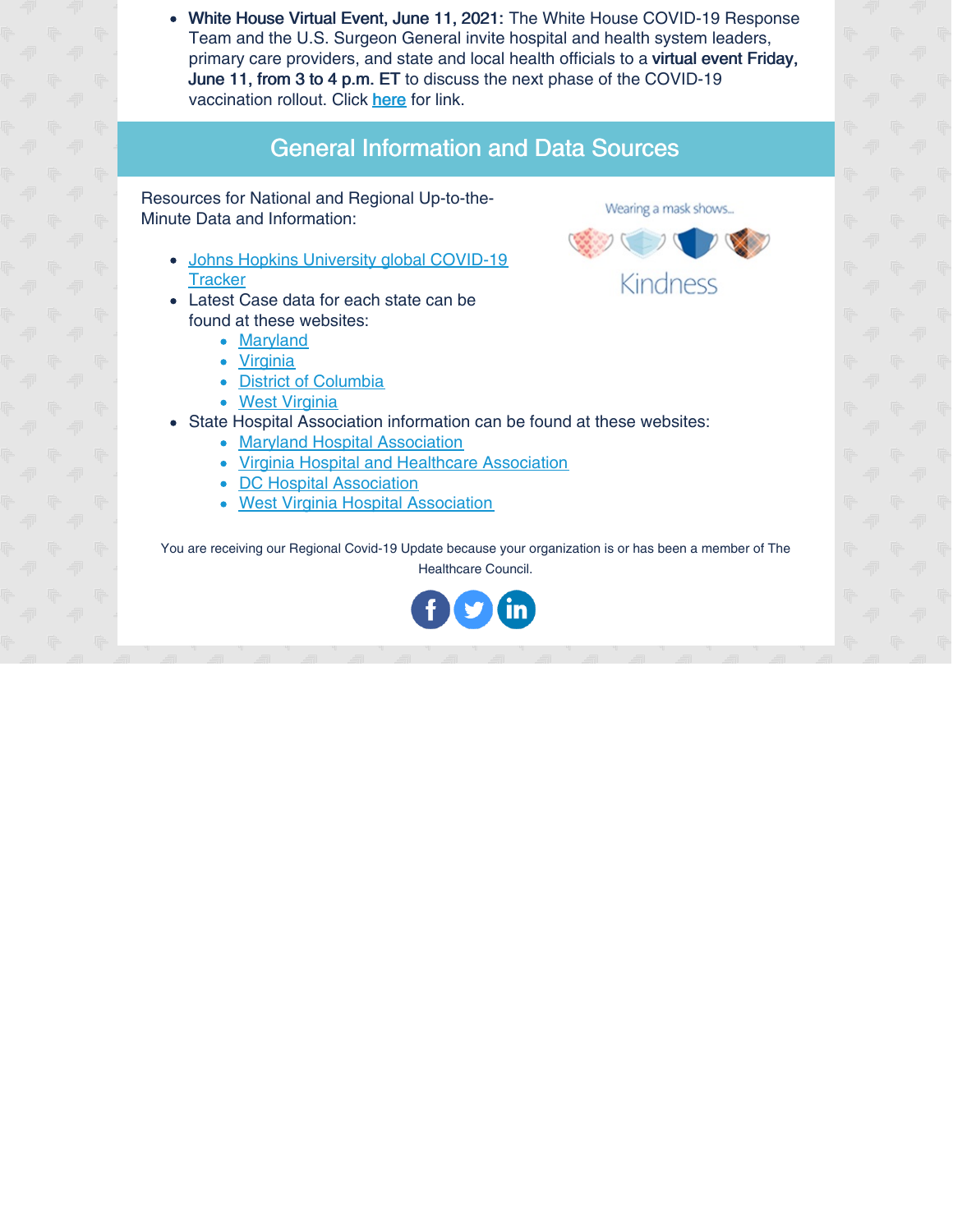- **White House Virtual Event, June 11, 2021:** The White House COVID-19 Response Team and the U.S. Surgeon General invite hospital and health system leaders, primary care providers, and state and local health officials to a **virtual event Friday, June 11, from 3 to 4 p.m. ET** to discuss the next phase of the COVID-19 vaccination rollout. Click **here** for link.

## General Information and Data Sources

Resources for National and Regional Up-to-the-Minute Data and Information:

Wearing a mask shows... Kindness

- Johns Hopkins University global COVID-19 Tracker
- Latest Case data for each state can be found at these websites:
  - Maryland
  - Virginia
  - District of Columbia
  - West Virginia
- State Hospital Association information can be found at these websites:
  - Maryland Hospital Association
  - Virginia Hospital and Healthcare Association
  - DC Hospital Association
  - West Virginia Hospital Association

You are receiving our Regional Covid-19 Update because your organization is or has been a member of The Healthcare Council.